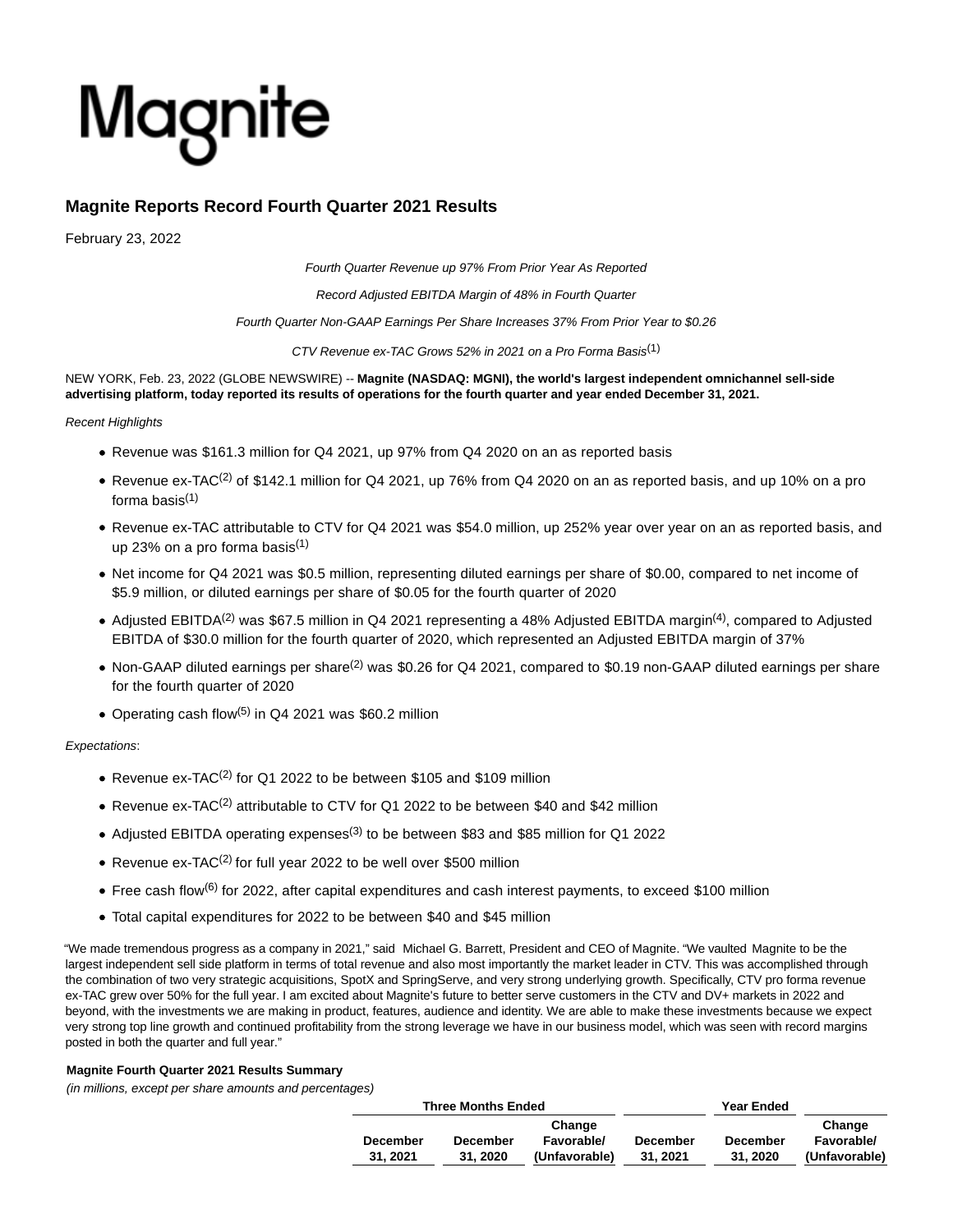# Magnite

## Magnite Reports Record Fourth Quarter 2021 Results

February 23, 2022

*Fourth Quarter Revenue up 97% From Prior Year As Reported*

*Record Adjusted EBITDA Margin of 48% in Fourth Quarter*

*Fourth Quarter Non-GAAP Earnings Per Share Increases 37% From Prior Year to $0.26*

*CTV Revenue ex-TAC Grows 52% in 2021 on a Pro Forma Basis(1)*

NEW YORK, Feb. 23, 2022 (GLOBE NEWSWIRE) -- **Magnite (NASDAQ: MGNI), the world's largest independent omnichannel sell-side advertising platform, today reported its results of operations for the fourth quarter and year ended December 31, 2021.**

*Recent Highlights*

- Revenue was $161.3 million for Q4 2021, up 97% from Q4 2020 on an as reported basis
- Revenue ex-TAC(2) of $142.1 million for Q4 2021, up 76% from Q4 2020 on an as reported basis, and up 10% on a pro forma basis(1)
- Revenue ex-TAC attributable to CTV for Q4 2021 was $54.0 million, up 252% year over year on an as reported basis, and up 23% on a pro forma basis(1)
- Net income for Q4 2021 was $0.5 million, representing diluted earnings per share of $0.00, compared to net income of $5.9 million, or diluted earnings per share of $0.05 for the fourth quarter of 2020
- Adjusted EBITDA(2) was $67.5 million in Q4 2021 representing a 48% Adjusted EBITDA margin(4), compared to Adjusted EBITDA of $30.0 million for the fourth quarter of 2020, which represented an Adjusted EBITDA margin of 37%
- Non-GAAP diluted earnings per share(2) was $0.26 for Q4 2021, compared to $0.19 non-GAAP diluted earnings per share for the fourth quarter of 2020
- Operating cash flow(5) in Q4 2021 was $60.2 million

*Expectations*:

- Revenue ex-TAC(2) for Q1 2022 to be between $105 and $109 million
- Revenue ex-TAC(2) attributable to CTV for Q1 2022 to be between $40 and $42 million
- Adjusted EBITDA operating expenses(3) to be between $83 and $85 million for Q1 2022
- Revenue ex-TAC(2) for full year 2022 to be well over $500 million
- Free cash flow(6) for 2022, after capital expenditures and cash interest payments, to exceed $100 million
- Total capital expenditures for 2022 to be between $40 and $45 million

"We made tremendous progress as a company in 2021," said Michael G. Barrett, President and CEO of Magnite. "We vaulted Magnite to be the largest independent sell side platform in terms of total revenue and also most importantly the market leader in CTV. This was accomplished through the combination of two very strategic acquisitions, SpotX and SpringServe, and very strong underlying growth. Specifically, CTV pro forma revenue ex-TAC grew over 50% for the full year. I am excited about Magnite's future to better serve customers in the CTV and DV+ markets in 2022 and beyond, with the investments we are making in product, features, audience and identity. We are able to make these investments because we expect very strong top line growth and continued profitability from the strong leverage we have in our business model, which was seen with record margins posted in both the quarter and full year."

**Magnite Fourth Quarter 2021 Results Summary**

*(in millions, except per share amounts and percentages)*

| | Three Months Ended | | | Year Ended | | |
|---|---|---|---|---|---|---|
| | December 31, 2021 | December 31, 2020 | Change Favorable/ (Unfavorable) | December 31, 2021 | December 31, 2020 | Change Favorable/ (Unfavorable) |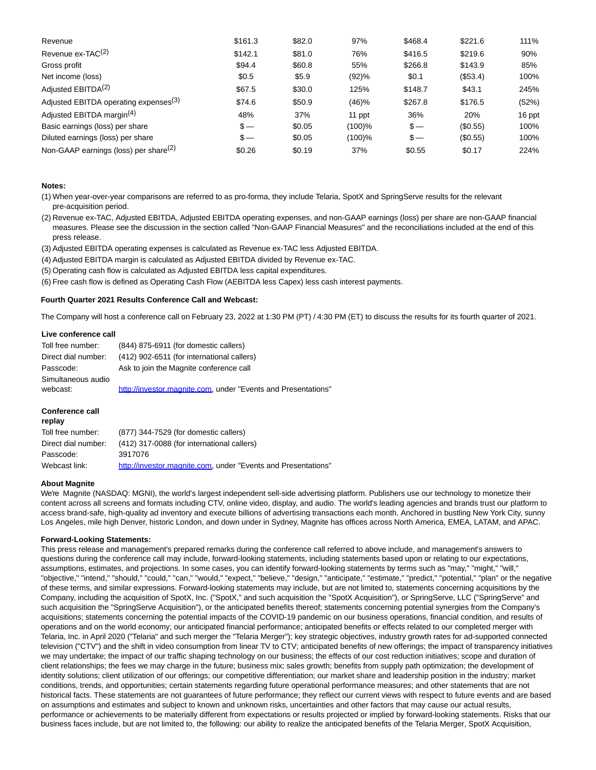| | | | | | | |
|---|---|---|---|---|---|---|
| Revenue | $161.3 | $82.0 | 97% | $468.4 | $221.6 | 111% |
| Revenue ex-TAC[(2)] | $142.1 | $81.0 | 76% | $416.5 | $219.6 | 90% |
| Gross profit | $94.4 | $60.8 | 55% | $266.8 | $143.9 | 85% |
| Net income (loss) | $0.5 | $5.9 | (92)% | $0.1 | ($53.4) | 100% |
| Adjusted EBITDA[(2)] | $67.5 | $30.0 | 125% | $148.7 | $43.1 | 245% |
| Adjusted EBITDA operating expenses[(3)] | $74.6 | $50.9 | (46)% | $267.8 | $176.5 | (52%) |
| Adjusted EBITDA margin[(4)] | 48% | 37% | 11 ppt | 36% | 20% | 16 ppt |
| Basic earnings (loss) per share | $ — | $0.05 | (100)% | $ — | ($0.55) | 100% |
| Diluted earnings (loss) per share | $ — | $0.05 | (100)% | $ — | ($0.55) | 100% |
| Non-GAAP earnings (loss) per share[(2)] | $0.26 | $0.19 | 37% | $0.55 | $0.17 | 224% |

**Notes:**

(1) When year-over-year comparisons are referred to as pro-forma, they include Telaria, SpotX and SpringServe results for the relevant pre-acquisition period.

(2) Revenue ex-TAC, Adjusted EBITDA, Adjusted EBITDA operating expenses, and non-GAAP earnings (loss) per share are non-GAAP financial measures. Please see the discussion in the section called "Non-GAAP Financial Measures" and the reconciliations included at the end of this press release.

(3) Adjusted EBITDA operating expenses is calculated as Revenue ex-TAC less Adjusted EBITDA.

(4) Adjusted EBITDA margin is calculated as Adjusted EBITDA divided by Revenue ex-TAC.

(5) Operating cash flow is calculated as Adjusted EBITDA less capital expenditures.

(6) Free cash flow is defined as Operating Cash Flow (AEBITDA less Capex) less cash interest payments.

**Fourth Quarter 2021 Results Conference Call and Webcast:**

The Company will host a conference call on February 23, 2022 at 1:30 PM (PT) / 4:30 PM (ET) to discuss the results for its fourth quarter of 2021.

**Live conference call**

| | |
|---|---|
| Toll free number: | (844) 875-6911 (for domestic callers) |
| Direct dial number: | (412) 902-6511 (for international callers) |
| Passcode: | Ask to join the Magnite conference call |
| Simultaneous audio webcast: | http://investor.magnite.com, under "Events and Presentations" |

**Conference call replay**

| | |
|---|---|
| Toll free number: | (877) 344-7529 (for domestic callers) |
| Direct dial number: | (412) 317-0088 (for international callers) |
| Passcode: | 3917076 |
| Webcast link: | http://investor.magnite.com, under "Events and Presentations" |

**About Magnite**

We're Magnite (NASDAQ: MGNI), the world's largest independent sell-side advertising platform. Publishers use our technology to monetize their content across all screens and formats including CTV, online video, display, and audio. The world's leading agencies and brands trust our platform to access brand-safe, high-quality ad inventory and execute billions of advertising transactions each month. Anchored in bustling New York City, sunny Los Angeles, mile high Denver, historic London, and down under in Sydney, Magnite has offices across North America, EMEA, LATAM, and APAC.

**Forward-Looking Statements:**

This press release and management's prepared remarks during the conference call referred to above include, and management's answers to questions during the conference call may include, forward-looking statements, including statements based upon or relating to our expectations, assumptions, estimates, and projections. In some cases, you can identify forward-looking statements by terms such as "may," "might," "will," "objective," "intend," "should," "could," "can," "would," "expect," "believe," "design," "anticipate," "estimate," "predict," "potential," "plan" or the negative of these terms, and similar expressions. Forward-looking statements may include, but are not limited to, statements concerning acquisitions by the Company, including the acquisition of SpotX, Inc. ("SpotX," and such acquisition the "SpotX Acquisition"), or SpringServe, LLC ("SpringServe" and such acquisition the "SpringServe Acquisition"), or the anticipated benefits thereof; statements concerning potential synergies from the Company's acquisitions; statements concerning the potential impacts of the COVID-19 pandemic on our business operations, financial condition, and results of operations and on the world economy; our anticipated financial performance; anticipated benefits or effects related to our completed merger with Telaria, Inc. in April 2020 ("Telaria" and such merger the "Telaria Merger"); key strategic objectives, industry growth rates for ad-supported connected television ("CTV") and the shift in video consumption from linear TV to CTV; anticipated benefits of new offerings; the impact of transparency initiatives we may undertake; the impact of our traffic shaping technology on our business; the effects of our cost reduction initiatives; scope and duration of client relationships; the fees we may charge in the future; business mix; sales growth; benefits from supply path optimization; the development of identity solutions; client utilization of our offerings; our competitive differentiation; our market share and leadership position in the industry; market conditions, trends, and opportunities; certain statements regarding future operational performance measures; and other statements that are not historical facts. These statements are not guarantees of future performance; they reflect our current views with respect to future events and are based on assumptions and estimates and subject to known and unknown risks, uncertainties and other factors that may cause our actual results, performance or achievements to be materially different from expectations or results projected or implied by forward-looking statements. Risks that our business faces include, but are not limited to, the following: our ability to realize the anticipated benefits of the Telaria Merger, SpotX Acquisition,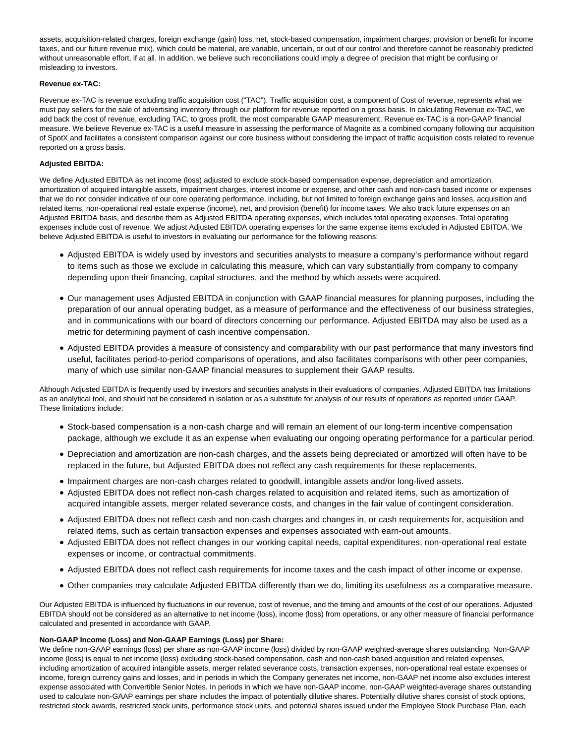assets, acquisition-related charges, foreign exchange (gain) loss, net, stock-based compensation, impairment charges, provision or benefit for income taxes, and our future revenue mix), which could be material, are variable, uncertain, or out of our control and therefore cannot be reasonably predicted without unreasonable effort, if at all. In addition, we believe such reconciliations could imply a degree of precision that might be confusing or misleading to investors.

**Revenue ex-TAC:**

Revenue ex-TAC is revenue excluding traffic acquisition cost ("TAC"). Traffic acquisition cost, a component of Cost of revenue, represents what we must pay sellers for the sale of advertising inventory through our platform for revenue reported on a gross basis. In calculating Revenue ex-TAC, we add back the cost of revenue, excluding TAC, to gross profit, the most comparable GAAP measurement. Revenue ex-TAC is a non-GAAP financial measure. We believe Revenue ex-TAC is a useful measure in assessing the performance of Magnite as a combined company following our acquisition of SpotX and facilitates a consistent comparison against our core business without considering the impact of traffic acquisition costs related to revenue reported on a gross basis.

**Adjusted EBITDA:**

We define Adjusted EBITDA as net income (loss) adjusted to exclude stock-based compensation expense, depreciation and amortization, amortization of acquired intangible assets, impairment charges, interest income or expense, and other cash and non-cash based income or expenses that we do not consider indicative of our core operating performance, including, but not limited to foreign exchange gains and losses, acquisition and related items, non-operational real estate expense (income), net, and provision (benefit) for income taxes. We also track future expenses on an Adjusted EBITDA basis, and describe them as Adjusted EBITDA operating expenses, which includes total operating expenses. Total operating expenses include cost of revenue. We adjust Adjusted EBITDA operating expenses for the same expense items excluded in Adjusted EBITDA. We believe Adjusted EBITDA is useful to investors in evaluating our performance for the following reasons:

- Adjusted EBITDA is widely used by investors and securities analysts to measure a company's performance without regard to items such as those we exclude in calculating this measure, which can vary substantially from company to company depending upon their financing, capital structures, and the method by which assets were acquired.
- Our management uses Adjusted EBITDA in conjunction with GAAP financial measures for planning purposes, including the preparation of our annual operating budget, as a measure of performance and the effectiveness of our business strategies, and in communications with our board of directors concerning our performance. Adjusted EBITDA may also be used as a metric for determining payment of cash incentive compensation.
- Adjusted EBITDA provides a measure of consistency and comparability with our past performance that many investors find useful, facilitates period-to-period comparisons of operations, and also facilitates comparisons with other peer companies, many of which use similar non-GAAP financial measures to supplement their GAAP results.

Although Adjusted EBITDA is frequently used by investors and securities analysts in their evaluations of companies, Adjusted EBITDA has limitations as an analytical tool, and should not be considered in isolation or as a substitute for analysis of our results of operations as reported under GAAP. These limitations include:

- Stock-based compensation is a non-cash charge and will remain an element of our long-term incentive compensation package, although we exclude it as an expense when evaluating our ongoing operating performance for a particular period.
- Depreciation and amortization are non-cash charges, and the assets being depreciated or amortized will often have to be replaced in the future, but Adjusted EBITDA does not reflect any cash requirements for these replacements.
- Impairment charges are non-cash charges related to goodwill, intangible assets and/or long-lived assets.
- Adjusted EBITDA does not reflect non-cash charges related to acquisition and related items, such as amortization of acquired intangible assets, merger related severance costs, and changes in the fair value of contingent consideration.
- Adjusted EBITDA does not reflect cash and non-cash charges and changes in, or cash requirements for, acquisition and related items, such as certain transaction expenses and expenses associated with earn-out amounts.
- Adjusted EBITDA does not reflect changes in our working capital needs, capital expenditures, non-operational real estate expenses or income, or contractual commitments.
- Adjusted EBITDA does not reflect cash requirements for income taxes and the cash impact of other income or expense.
- Other companies may calculate Adjusted EBITDA differently than we do, limiting its usefulness as a comparative measure.

Our Adjusted EBITDA is influenced by fluctuations in our revenue, cost of revenue, and the timing and amounts of the cost of our operations. Adjusted EBITDA should not be considered as an alternative to net income (loss), income (loss) from operations, or any other measure of financial performance calculated and presented in accordance with GAAP.

**Non-GAAP Income (Loss) and Non-GAAP Earnings (Loss) per Share:**

We define non-GAAP earnings (loss) per share as non-GAAP income (loss) divided by non-GAAP weighted-average shares outstanding. Non-GAAP income (loss) is equal to net income (loss) excluding stock-based compensation, cash and non-cash based acquisition and related expenses, including amortization of acquired intangible assets, merger related severance costs, transaction expenses, non-operational real estate expenses or income, foreign currency gains and losses, and in periods in which the Company generates net income, non-GAAP net income also excludes interest expense associated with Convertible Senior Notes. In periods in which we have non-GAAP income, non-GAAP weighted-average shares outstanding used to calculate non-GAAP earnings per share includes the impact of potentially dilutive shares. Potentially dilutive shares consist of stock options, restricted stock awards, restricted stock units, performance stock units, and potential shares issued under the Employee Stock Purchase Plan, each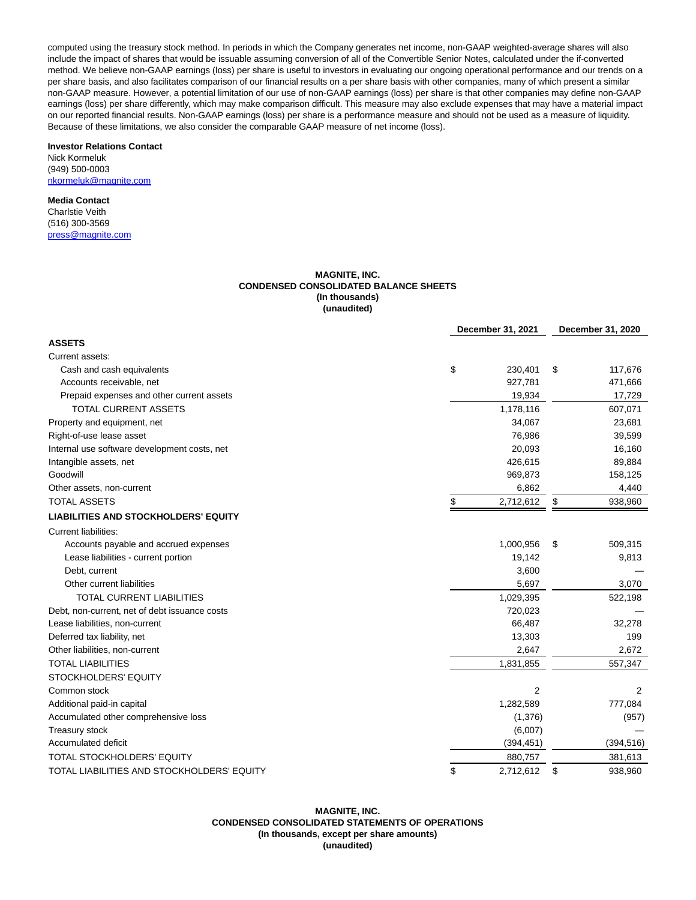computed using the treasury stock method. In periods in which the Company generates net income, non-GAAP weighted-average shares will also include the impact of shares that would be issuable assuming conversion of all of the Convertible Senior Notes, calculated under the if-converted method. We believe non-GAAP earnings (loss) per share is useful to investors in evaluating our ongoing operational performance and our trends on a per share basis, and also facilitates comparison of our financial results on a per share basis with other companies, many of which present a similar non-GAAP measure. However, a potential limitation of our use of non-GAAP earnings (loss) per share is that other companies may define non-GAAP earnings (loss) per share differently, which may make comparison difficult. This measure may also exclude expenses that may have a material impact on our reported financial results. Non-GAAP earnings (loss) per share is a performance measure and should not be used as a measure of liquidity. Because of these limitations, we also consider the comparable GAAP measure of net income (loss).

**Investor Relations Contact**
Nick Kormeluk
(949) 500-0003
nkormeluk@magnite.com

**Media Contact**
Charlstie Veith
(516) 300-3569
press@magnite.com

**MAGNITE, INC.**
**CONDENSED CONSOLIDATED BALANCE SHEETS**
**(In thousands)**
**(unaudited)**

| | December 31, 2021 | December 31, 2020 |
|---|---|---|
| **ASSETS** | | |
| Current assets: | | |
| Cash and cash equivalents | $ 230,401 | $ 117,676 |
| Accounts receivable, net | 927,781 | 471,666 |
| Prepaid expenses and other current assets | 19,934 | 17,729 |
| TOTAL CURRENT ASSETS | 1,178,116 | 607,071 |
| Property and equipment, net | 34,067 | 23,681 |
| Right-of-use lease asset | 76,986 | 39,599 |
| Internal use software development costs, net | 20,093 | 16,160 |
| Intangible assets, net | 426,615 | 89,884 |
| Goodwill | 969,873 | 158,125 |
| Other assets, non-current | 6,862 | 4,440 |
| TOTAL ASSETS | $ 2,712,612 | $ 938,960 |
| **LIABILITIES AND STOCKHOLDERS' EQUITY** | | |
| Current liabilities: | | |
| Accounts payable and accrued expenses | 1,000,956 | $ 509,315 |
| Lease liabilities - current portion | 19,142 | 9,813 |
| Debt, current | 3,600 | — |
| Other current liabilities | 5,697 | 3,070 |
| TOTAL CURRENT LIABILITIES | 1,029,395 | 522,198 |
| Debt, non-current, net of debt issuance costs | 720,023 | — |
| Lease liabilities, non-current | 66,487 | 32,278 |
| Deferred tax liability, net | 13,303 | 199 |
| Other liabilities, non-current | 2,647 | 2,672 |
| TOTAL LIABILITIES | 1,831,855 | 557,347 |
| STOCKHOLDERS' EQUITY | | |
| Common stock | 2 | 2 |
| Additional paid-in capital | 1,282,589 | 777,084 |
| Accumulated other comprehensive loss | (1,376) | (957) |
| Treasury stock | (6,007) | — |
| Accumulated deficit | (394,451) | (394,516) |
| TOTAL STOCKHOLDERS' EQUITY | 880,757 | 381,613 |
| TOTAL LIABILITIES AND STOCKHOLDERS' EQUITY | $ 2,712,612 | $ 938,960 |

**MAGNITE, INC.**
**CONDENSED CONSOLIDATED STATEMENTS OF OPERATIONS**
**(In thousands, except per share amounts)**
**(unaudited)**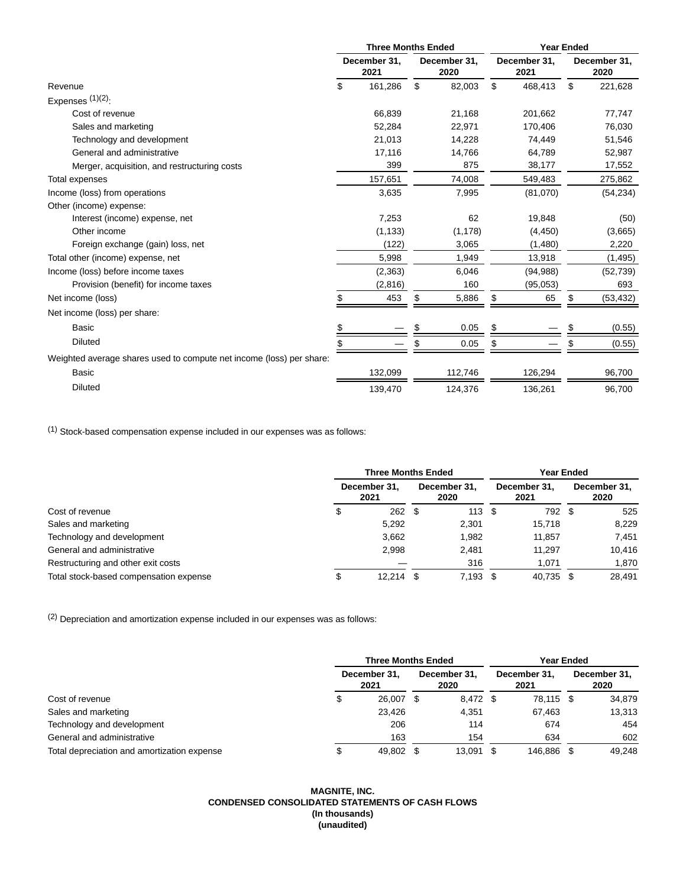| | Three Months Ended | | Year Ended | |
|---|---|---|---|---|
| | December 31, 2021 | December 31, 2020 | December 31, 2021 | December 31, 2020 |
| Revenue | $ 161,286 | $ 82,003 | $ 468,413 | $ 221,628 |
| Expenses [(1)(2)]: | | | | |
| Cost of revenue | 66,839 | 21,168 | 201,662 | 77,747 |
| Sales and marketing | 52,284 | 22,971 | 170,406 | 76,030 |
| Technology and development | 21,013 | 14,228 | 74,449 | 51,546 |
| General and administrative | 17,116 | 14,766 | 64,789 | 52,987 |
| Merger, acquisition, and restructuring costs | 399 | 875 | 38,177 | 17,552 |
| Total expenses | 157,651 | 74,008 | 549,483 | 275,862 |
| Income (loss) from operations | 3,635 | 7,995 | (81,070) | (54,234) |
| Other (income) expense: | | | | |
| Interest (income) expense, net | 7,253 | 62 | 19,848 | (50) |
| Other income | (1,133) | (1,178) | (4,450) | (3,665) |
| Foreign exchange (gain) loss, net | (122) | 3,065 | (1,480) | 2,220 |
| Total other (income) expense, net | 5,998 | 1,949 | 13,918 | (1,495) |
| Income (loss) before income taxes | (2,363) | 6,046 | (94,988) | (52,739) |
| Provision (benefit) for income taxes | (2,816) | 160 | (95,053) | 693 |
| Net income (loss) | $ 453 | $ 5,886 | $ 65 | $ (53,432) |
| Net income (loss) per share: | | | | |
| Basic | $ — | $ 0.05 | $ — | $ (0.55) |
| Diluted | $ — | $ 0.05 | $ — | $ (0.55) |
| Weighted average shares used to compute net income (loss) per share: | | | | |
| Basic | 132,099 | 112,746 | 126,294 | 96,700 |
| Diluted | 139,470 | 124,376 | 136,261 | 96,700 |

(1) Stock-based compensation expense included in our expenses was as follows:

| | Three Months Ended | | Year Ended | |
|---|---|---|---|---|
| | December 31, 2021 | December 31, 2020 | December 31, 2021 | December 31, 2020 |
| Cost of revenue | $ 262 | $ 113 | $ 792 | $ 525 |
| Sales and marketing | 5,292 | 2,301 | 15,718 | 8,229 |
| Technology and development | 3,662 | 1,982 | 11,857 | 7,451 |
| General and administrative | 2,998 | 2,481 | 11,297 | 10,416 |
| Restructuring and other exit costs | — | 316 | 1,071 | 1,870 |
| Total stock-based compensation expense | $ 12,214 | $ 7,193 | $ 40,735 | $ 28,491 |

(2) Depreciation and amortization expense included in our expenses was as follows:

| | Three Months Ended | | Year Ended | |
|---|---|---|---|---|
| | December 31, 2021 | December 31, 2020 | December 31, 2021 | December 31, 2020 |
| Cost of revenue | $ 26,007 | $ 8,472 | $ 78,115 | $ 34,879 |
| Sales and marketing | 23,426 | 4,351 | 67,463 | 13,313 |
| Technology and development | 206 | 114 | 674 | 454 |
| General and administrative | 163 | 154 | 634 | 602 |
| Total depreciation and amortization expense | $ 49,802 | $ 13,091 | $ 146,886 | $ 49,248 |

**MAGNITE, INC.**
**CONDENSED CONSOLIDATED STATEMENTS OF CASH FLOWS**
**(In thousands)**
**(unaudited)**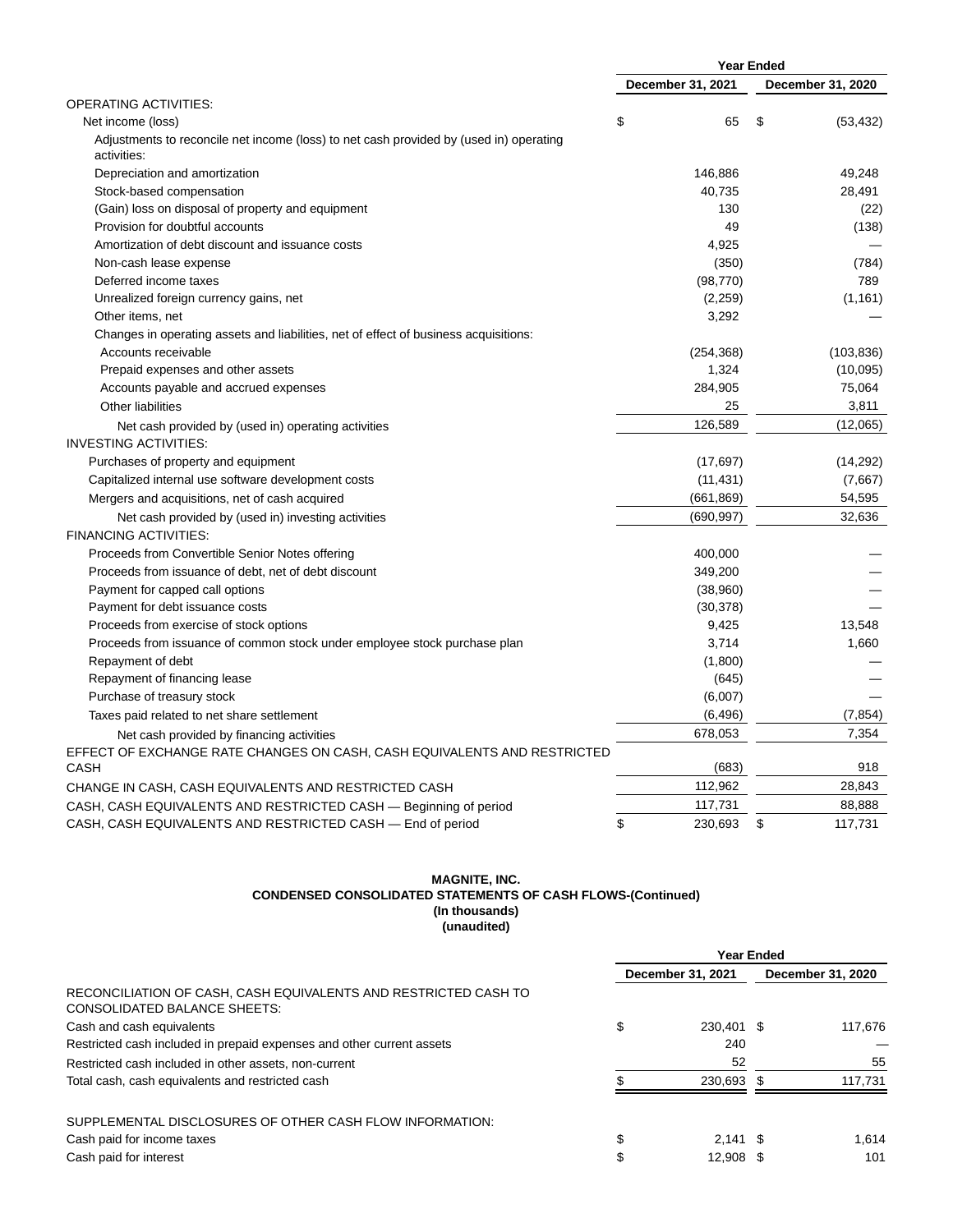| | Year Ended | |
|---|---|---|
| | December 31, 2021 | December 31, 2020 |
| OPERATING ACTIVITIES: | | |
| Net income (loss) | $ 65 | $ (53,432) |
| Adjustments to reconcile net income (loss) to net cash provided by (used in) operating activities: | | |
| Depreciation and amortization | 146,886 | 49,248 |
| Stock-based compensation | 40,735 | 28,491 |
| (Gain) loss on disposal of property and equipment | 130 | (22) |
| Provision for doubtful accounts | 49 | (138) |
| Amortization of debt discount and issuance costs | 4,925 | — |
| Non-cash lease expense | (350) | (784) |
| Deferred income taxes | (98,770) | 789 |
| Unrealized foreign currency gains, net | (2,259) | (1,161) |
| Other items, net | 3,292 | — |
| Changes in operating assets and liabilities, net of effect of business acquisitions: | | |
| Accounts receivable | (254,368) | (103,836) |
| Prepaid expenses and other assets | 1,324 | (10,095) |
| Accounts payable and accrued expenses | 284,905 | 75,064 |
| Other liabilities | 25 | 3,811 |
| Net cash provided by (used in) operating activities | 126,589 | (12,065) |
| INVESTING ACTIVITIES: | | |
| Purchases of property and equipment | (17,697) | (14,292) |
| Capitalized internal use software development costs | (11,431) | (7,667) |
| Mergers and acquisitions, net of cash acquired | (661,869) | 54,595 |
| Net cash provided by (used in) investing activities | (690,997) | 32,636 |
| FINANCING ACTIVITIES: | | |
| Proceeds from Convertible Senior Notes offering | 400,000 | — |
| Proceeds from issuance of debt, net of debt discount | 349,200 | — |
| Payment for capped call options | (38,960) | — |
| Payment for debt issuance costs | (30,378) | — |
| Proceeds from exercise of stock options | 9,425 | 13,548 |
| Proceeds from issuance of common stock under employee stock purchase plan | 3,714 | 1,660 |
| Repayment of debt | (1,800) | — |
| Repayment of financing lease | (645) | — |
| Purchase of treasury stock | (6,007) | — |
| Taxes paid related to net share settlement | (6,496) | (7,854) |
| Net cash provided by financing activities | 678,053 | 7,354 |
| EFFECT OF EXCHANGE RATE CHANGES ON CASH, CASH EQUIVALENTS AND RESTRICTED CASH | (683) | 918 |
| CHANGE IN CASH, CASH EQUIVALENTS AND RESTRICTED CASH | 112,962 | 28,843 |
| CASH, CASH EQUIVALENTS AND RESTRICTED CASH — Beginning of period | 117,731 | 88,888 |
| CASH, CASH EQUIVALENTS AND RESTRICTED CASH — End of period | $ 230,693 | $ 117,731 |

**MAGNITE, INC.**
**CONDENSED CONSOLIDATED STATEMENTS OF CASH FLOWS-(Continued)**
**(In thousands)**
**(unaudited)**

| | Year Ended | |
|---|---|---|
| | December 31, 2021 | December 31, 2020 |
| RECONCILIATION OF CASH, CASH EQUIVALENTS AND RESTRICTED CASH TO CONSOLIDATED BALANCE SHEETS: | | |
| Cash and cash equivalents | $ 230,401 | $ 117,676 |
| Restricted cash included in prepaid expenses and other current assets | 240 | — |
| Restricted cash included in other assets, non-current | 52 | 55 |
| Total cash, cash equivalents and restricted cash | $ 230,693 | $ 117,731 |
| | | |
| SUPPLEMENTAL DISCLOSURES OF OTHER CASH FLOW INFORMATION: | | |
| Cash paid for income taxes | $ 2,141 | $ 1,614 |
| Cash paid for interest | $ 12,908 | $ 101 |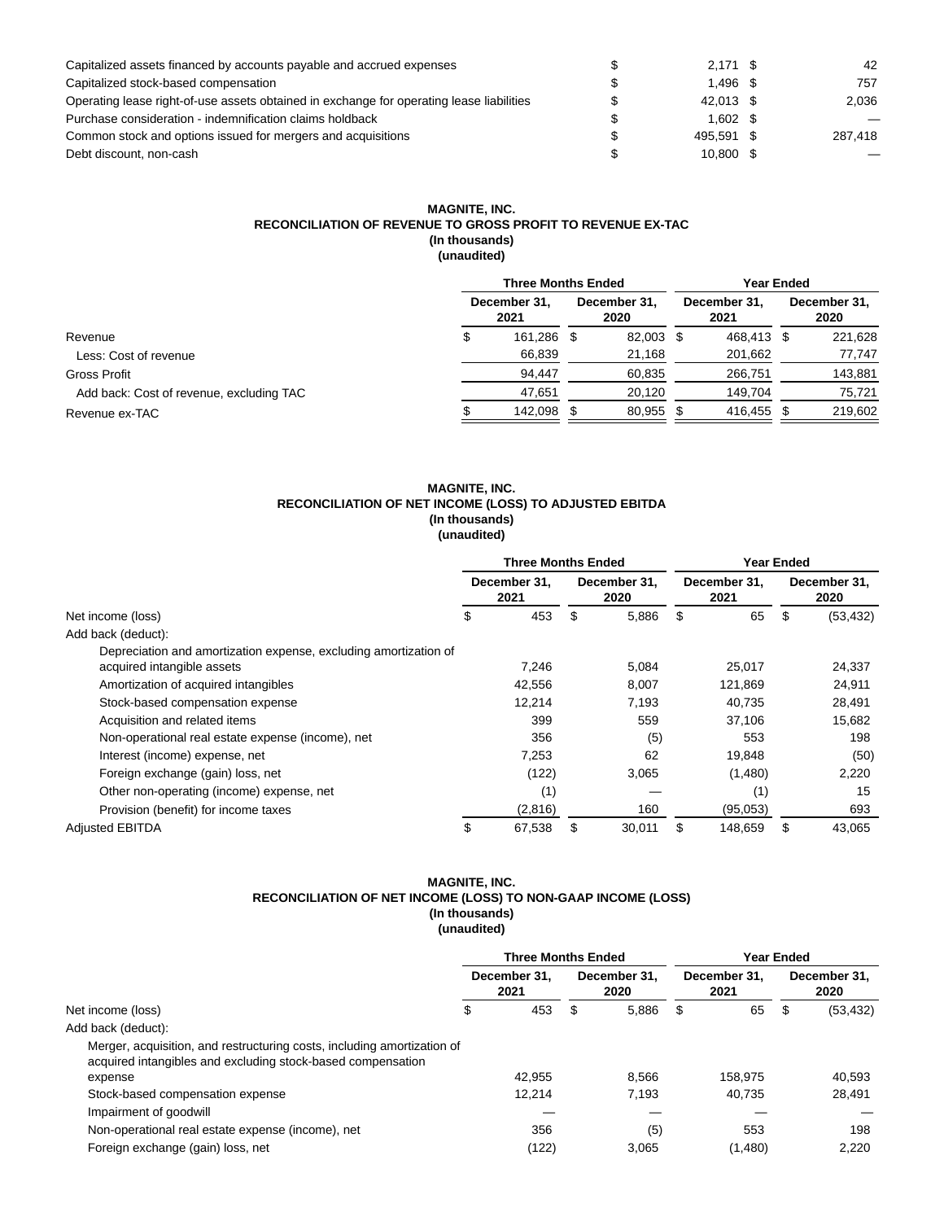| | | | | |
|---|---|---|---|---|
| Capitalized assets financed by accounts payable and accrued expenses | $ | 2,171 | $ | 42 |
| Capitalized stock-based compensation | $ | 1,496 | $ | 757 |
| Operating lease right-of-use assets obtained in exchange for operating lease liabilities | $ | 42,013 | $ | 2,036 |
| Purchase consideration - indemnification claims holdback | $ | 1,602 | $ | — |
| Common stock and options issued for mergers and acquisitions | $ | 495,591 | $ | 287,418 |
| Debt discount, non-cash | $ | 10,800 | $ | — |

**MAGNITE, INC.**
**RECONCILIATION OF REVENUE TO GROSS PROFIT TO REVENUE EX-TAC**
**(In thousands)**
**(unaudited)**

| | Three Months Ended | | Year Ended | |
|---|---|---|---|---|
| | December 31, 2021 | December 31, 2020 | December 31, 2021 | December 31, 2020 |
| Revenue | $ 161,286 | $ 82,003 | $ 468,413 | $ 221,628 |
| Less: Cost of revenue | 66,839 | 21,168 | 201,662 | 77,747 |
| Gross Profit | 94,447 | 60,835 | 266,751 | 143,881 |
| Add back: Cost of revenue, excluding TAC | 47,651 | 20,120 | 149,704 | 75,721 |
| Revenue ex-TAC | $ 142,098 | $ 80,955 | $ 416,455 | $ 219,602 |

**MAGNITE, INC.**
**RECONCILIATION OF NET INCOME (LOSS) TO ADJUSTED EBITDA**
**(In thousands)**
**(unaudited)**

| | Three Months Ended | | Year Ended | |
|---|---|---|---|---|
| | December 31, 2021 | December 31, 2020 | December 31, 2021 | December 31, 2020 |
| Net income (loss) | $ 453 | $ 5,886 | $ 65 | $ (53,432) |
| Add back (deduct): | | | | |
| Depreciation and amortization expense, excluding amortization of acquired intangible assets | 7,246 | 5,084 | 25,017 | 24,337 |
| Amortization of acquired intangibles | 42,556 | 8,007 | 121,869 | 24,911 |
| Stock-based compensation expense | 12,214 | 7,193 | 40,735 | 28,491 |
| Acquisition and related items | 399 | 559 | 37,106 | 15,682 |
| Non-operational real estate expense (income), net | 356 | (5) | 553 | 198 |
| Interest (income) expense, net | 7,253 | 62 | 19,848 | (50) |
| Foreign exchange (gain) loss, net | (122) | 3,065 | (1,480) | 2,220 |
| Other non-operating (income) expense, net | (1) | — | (1) | 15 |
| Provision (benefit) for income taxes | (2,816) | 160 | (95,053) | 693 |
| Adjusted EBITDA | $ 67,538 | $ 30,011 | $ 148,659 | $ 43,065 |

**MAGNITE, INC.**
**RECONCILIATION OF NET INCOME (LOSS) TO NON-GAAP INCOME (LOSS)**
**(In thousands)**
**(unaudited)**

| | Three Months Ended | | Year Ended | |
|---|---|---|---|---|
| | December 31, 2021 | December 31, 2020 | December 31, 2021 | December 31, 2020 |
| Net income (loss) | $ 453 | $ 5,886 | $ 65 | $ (53,432) |
| Add back (deduct): | | | | |
| Merger, acquisition, and restructuring costs, including amortization of acquired intangibles and excluding stock-based compensation expense | 42,955 | 8,566 | 158,975 | 40,593 |
| Stock-based compensation expense | 12,214 | 7,193 | 40,735 | 28,491 |
| Impairment of goodwill | — | — | — | — |
| Non-operational real estate expense (income), net | 356 | (5) | 553 | 198 |
| Foreign exchange (gain) loss, net | (122) | 3,065 | (1,480) | 2,220 |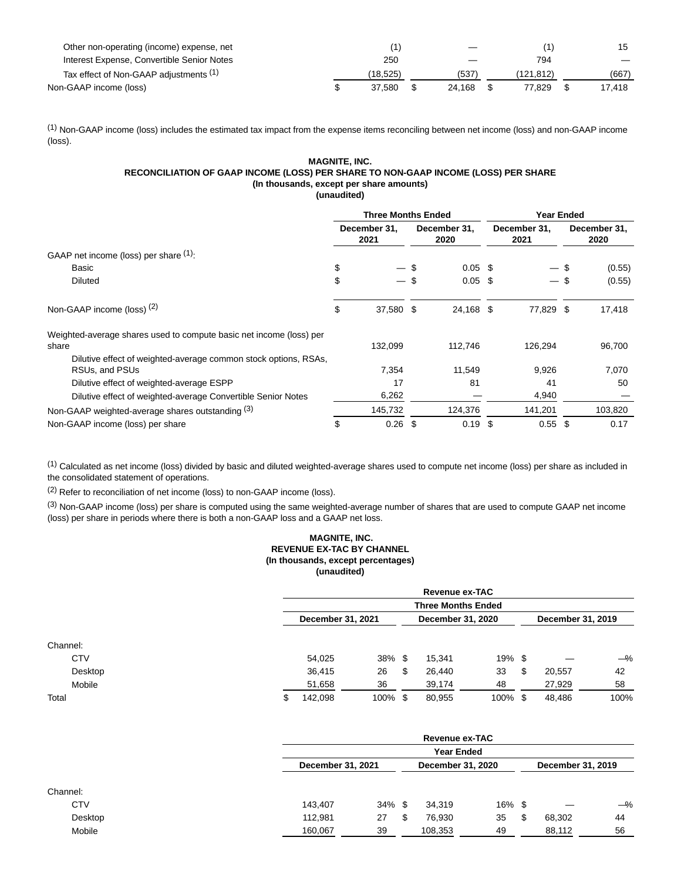| | | | | |
|---|---|---|---|---|
| Other non-operating (income) expense, net | (1) | — | (1) | 15 |
| Interest Expense, Convertible Senior Notes | 250 | — | 794 | — |
| Tax effect of Non-GAAP adjustments [1] | (18,525) | (537) | (121,812) | (667) |
| Non-GAAP income (loss) | $ 37,580 | $ 24,168 | $ 77,829 | $ 17,418 |

[1] Non-GAAP income (loss) includes the estimated tax impact from the expense items reconciling between net income (loss) and non-GAAP income (loss).

**MAGNITE, INC.**
**RECONCILIATION OF GAAP INCOME (LOSS) PER SHARE TO NON-GAAP INCOME (LOSS) PER SHARE**
**(In thousands, except per share amounts)**
**(unaudited)**

| | Three Months Ended | | Year Ended | |
|---|---|---|---|---|
| | December 31, 2021 | December 31, 2020 | December 31, 2021 | December 31, 2020 |
| GAAP net income (loss) per share [1]: | | | | |
| Basic | $ — | $ 0.05 | $ — | $ (0.55) |
| Diluted | $ — | $ 0.05 | $ — | $ (0.55) |
| Non-GAAP income (loss) [2] | $ 37,580 | $ 24,168 | $ 77,829 | $ 17,418 |
| Weighted-average shares used to compute basic net income (loss) per share | 132,099 | 112,746 | 126,294 | 96,700 |
| Dilutive effect of weighted-average common stock options, RSAs, RSUs, and PSUs | 7,354 | 11,549 | 9,926 | 7,070 |
| Dilutive effect of weighted-average ESPP | 17 | 81 | 41 | 50 |
| Dilutive effect of weighted-average Convertible Senior Notes | 6,262 | — | 4,940 | — |
| Non-GAAP weighted-average shares outstanding [3] | 145,732 | 124,376 | 141,201 | 103,820 |
| Non-GAAP income (loss) per share | $ 0.26 | $ 0.19 | $ 0.55 | $ 0.17 |

[1] Calculated as net income (loss) divided by basic and diluted weighted-average shares used to compute net income (loss) per share as included in the consolidated statement of operations.

[2] Refer to reconciliation of net income (loss) to non-GAAP income (loss).

[3] Non-GAAP income (loss) per share is computed using the same weighted-average number of shares that are used to compute GAAP net income (loss) per share in periods where there is both a non-GAAP loss and a GAAP net loss.

**MAGNITE, INC.**
**REVENUE EX-TAC BY CHANNEL**
**(In thousands, except percentages)**
**(unaudited)**

| | Revenue ex-TAC | | | | | |
|---|---|---|---|---|---|---|
| | Three Months Ended | | | | | |
| | December 31, 2021 | | December 31, 2020 | | December 31, 2019 | |
| Channel: | | | | | | |
| CTV | 54,025 | 38% | $ 15,341 | 19% | $ — | —% |
| Desktop | 36,415 | 26 | $ 26,440 | 33 | $ 20,557 | 42 |
| Mobile | 51,658 | 36 | 39,174 | 48 | 27,929 | 58 |
| Total | $ 142,098 | 100% | $ 80,955 | 100% | $ 48,486 | 100% |

| | Revenue ex-TAC | | | | | |
|---|---|---|---|---|---|---|
| | Year Ended | | | | | |
| | December 31, 2021 | | December 31, 2020 | | December 31, 2019 | |
| Channel: | | | | | | |
| CTV | 143,407 | 34% | $ 34,319 | 16% | $ — | —% |
| Desktop | 112,981 | 27 | $ 76,930 | 35 | $ 68,302 | 44 |
| Mobile | 160,067 | 39 | 108,353 | 49 | 88,112 | 56 |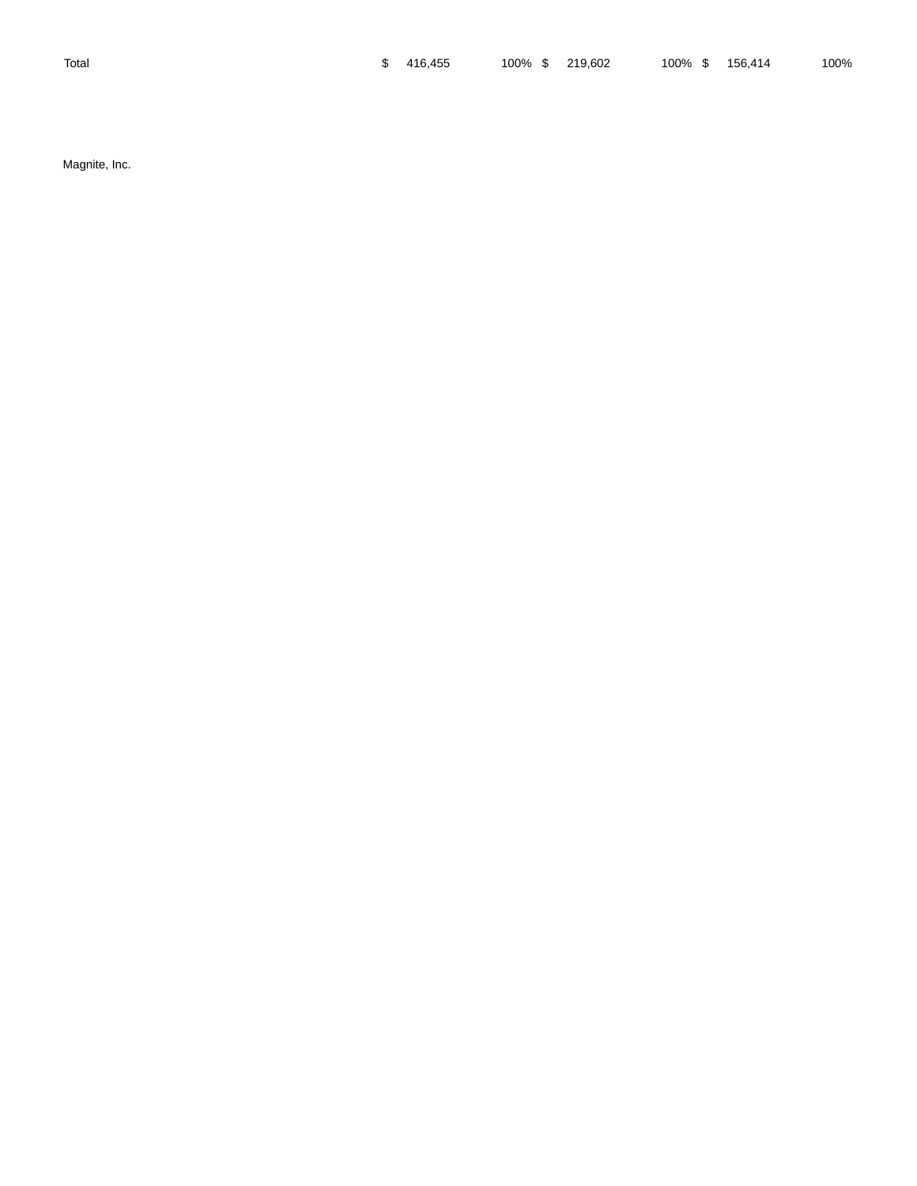| | | | | | | |
|---|---|---|---|---|---|---|
| Total | $ 416,455 | 100% | $ 219,602 | 100% | $ 156,414 | 100% |

Magnite, Inc.